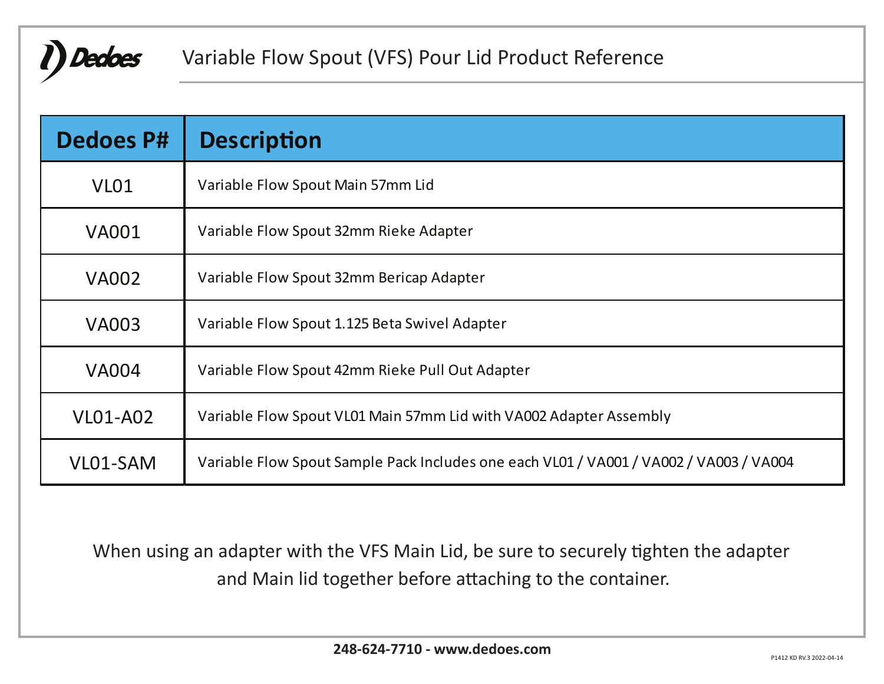# Variable Flow Spout (VFS) Pour Lid Product Reference

| Dedoes P# | Description |
| --- | --- |
| VL01 | Variable Flow Spout Main 57mm Lid |
| VA001 | Variable Flow Spout 32mm Rieke Adapter |
| VA002 | Variable Flow Spout 32mm Bericap Adapter |
| VA003 | Variable Flow Spout 1.125 Beta Swivel Adapter |
| VA004 | Variable Flow Spout 42mm Rieke Pull Out Adapter |
| VL01-A02 | Variable Flow Spout VL01 Main 57mm Lid with VA002 Adapter Assembly |
| VL01-SAM | Variable Flow Spout Sample Pack Includes one each VL01 / VA001 / VA002 / VA003 / VA004 |

When using an adapter with the VFS Main Lid, be sure to securely tighten the adapter and Main lid together before attaching to the container.

**248-624-7710 - www.dedoes.com**

P1412 KD RV.3 2022-04-14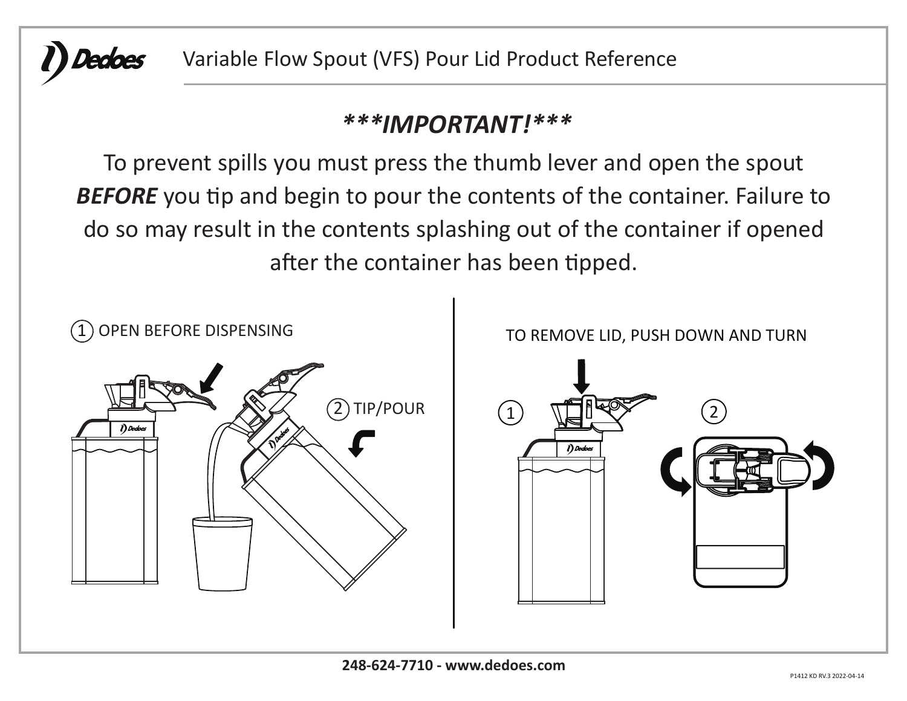# Dedoes

## Variable Flow Spout (VFS) Pour Lid Product Reference

### ***IMPORTANT!***

To prevent spills you must press the thumb lever and open the spout ***BEFORE*** you tip and begin to pour the contents of the container. Failure to do so may result in the contents splashing out of the container if opened after the container has been tipped.

1. OPEN BEFORE DISPENSING
2. TIP/POUR

TO REMOVE LID, PUSH DOWN AND TURN

1.
2.

**248-624-7710 - www.dedoes.com**

P1412 KD RV.3 2022-04-14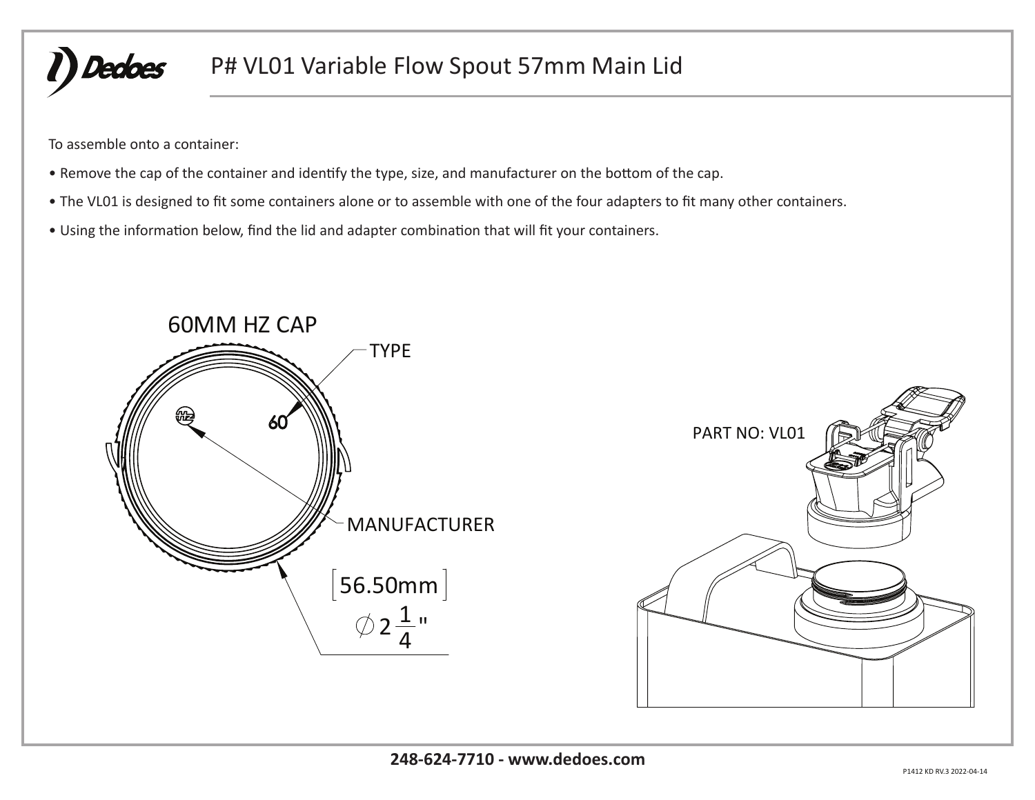# P# VL01 Variable Flow Spout 57mm Main Lid

To assemble onto a container:

- Remove the cap of the container and identify the type, size, and manufacturer on the bottom of the cap.
- The VL01 is designed to fit some containers alone or to assemble with one of the four adapters to fit many other containers.
- Using the information below, find the lid and adapter combination that will fit your containers.

60MM HZ CAP

TYPE

MANUFACTURER

[56.50mm]

$\varnothing 2\frac{1}{4}$"

PART NO: VL01

**248-624-7710 - www.dedoes.com**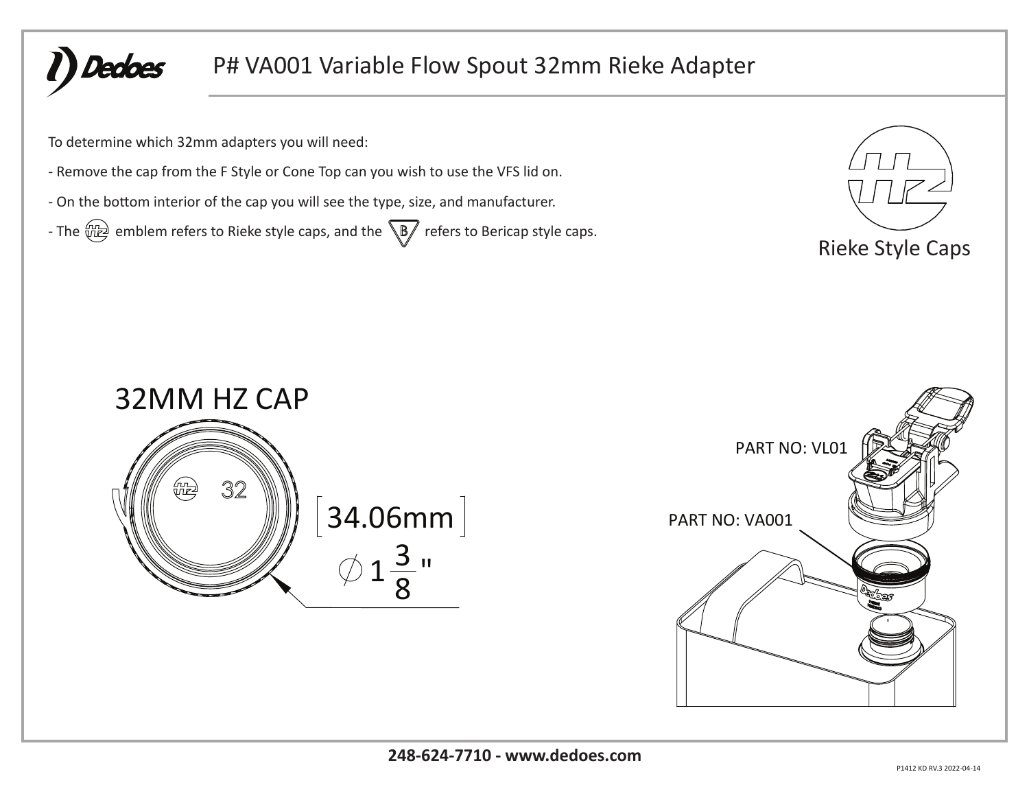# P# VA001 Variable Flow Spout 32mm Rieke Adapter

To determine which 32mm adapters you will need:

- Remove the cap from the F Style or Cone Top can you wish to use the VFS lid on.
- On the bottom interior of the cap you will see the type, size, and manufacturer.
- The HZ emblem refers to Rieke style caps, and the B refers to Bericap style caps.

Rieke Style Caps

## 32MM HZ CAP

32

[34.06mm]

⌀ $1\frac{3}{8}$"

PART NO: VL01

PART NO: VA001

**248-624-7710 - www.dedoes.com**

P1412 KD RV.3 2022-04-14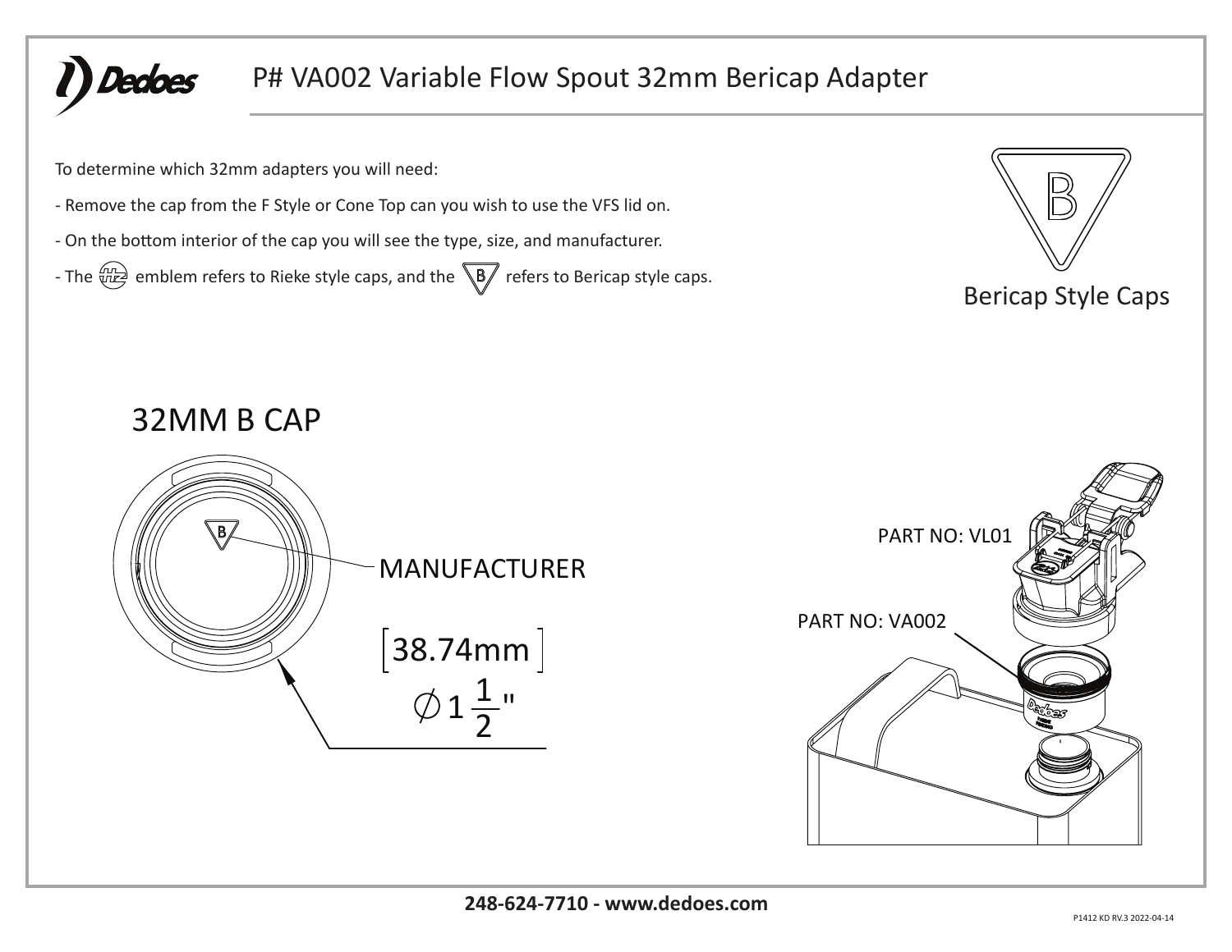# P# VA002 Variable Flow Spout 32mm Bericap Adapter

To determine which 32mm adapters you will need:

- Remove the cap from the F Style or Cone Top can you wish to use the VFS lid on.
- On the bottom interior of the cap you will see the type, size, and manufacturer.
- The emblem refers to Rieke style caps, and the B refers to Bericap style caps.

B

Bericap Style Caps

## 32MM B CAP

B

MANUFACTURER

[38.74mm]

$\varnothing 1\frac{1}{2}$"

PART NO: VL01

PART NO: VA002

**248-624-7710 - www.dedoes.com**

P1412 KD RV.3 2022-04-14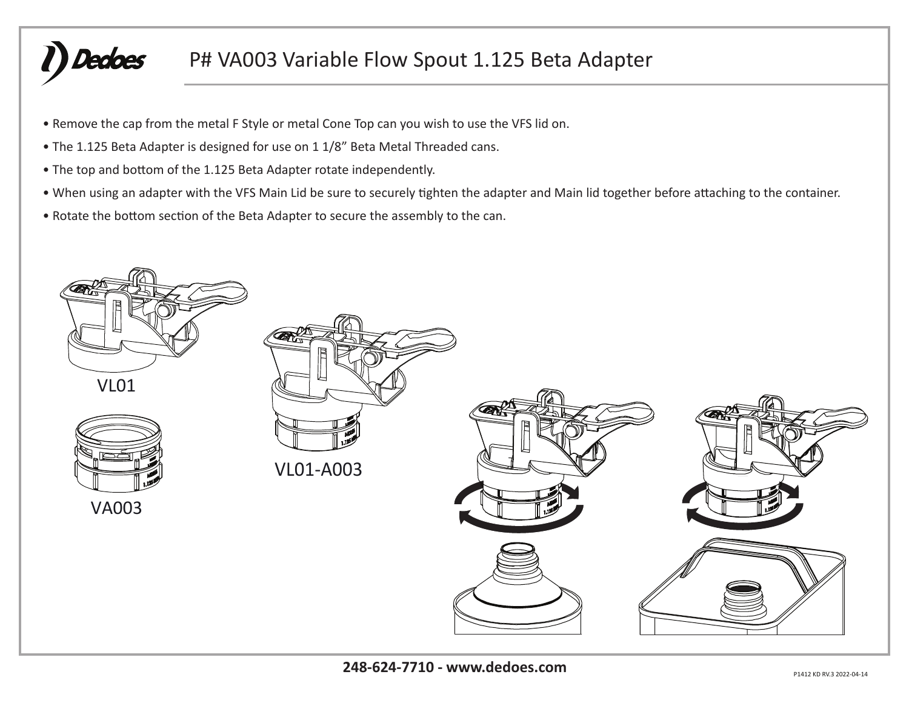# P# VA003 Variable Flow Spout 1.125 Beta Adapter

- Remove the cap from the metal F Style or metal Cone Top can you wish to use the VFS lid on.
- The 1.125 Beta Adapter is designed for use on 1 1/8" Beta Metal Threaded cans.
- The top and bottom of the 1.125 Beta Adapter rotate independently.
- When using an adapter with the VFS Main Lid be sure to securely tighten the adapter and Main lid together before attaching to the container.
- Rotate the bottom section of the Beta Adapter to secure the assembly to the can.

VL01

VA003

VL01-A003

**248-624-7710 - www.dedoes.com**

P1412 KD RV.3 2022-04-14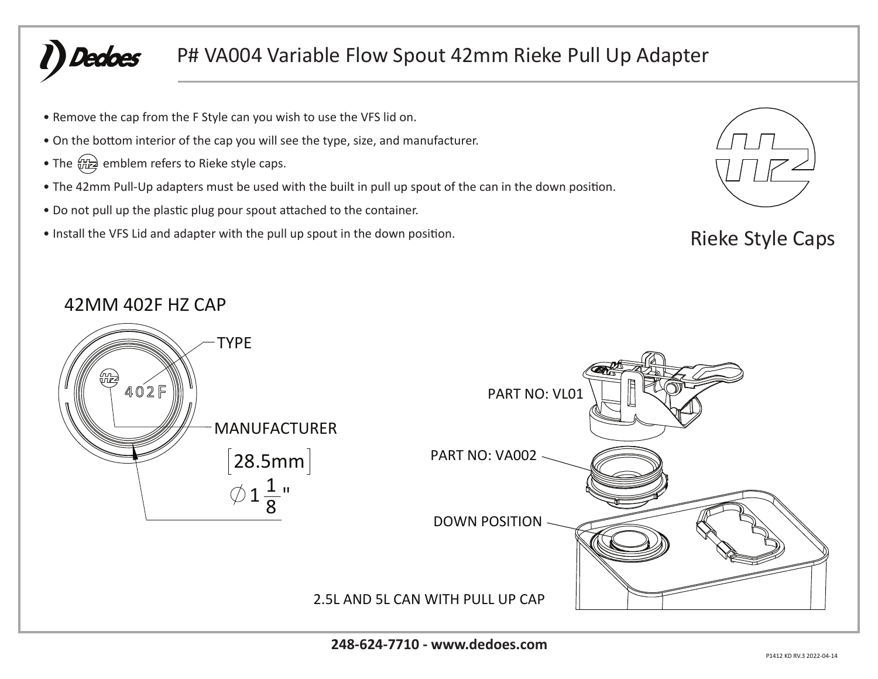# P# VA004 Variable Flow Spout 42mm Rieke Pull Up Adapter

- Remove the cap from the F Style can you wish to use the VFS lid on.
- On the bottom interior of the cap you will see the type, size, and manufacturer.
- The HZ emblem refers to Rieke style caps.
- The 42mm Pull-Up adapters must be used with the built in pull up spout of the can in the down position.
- Do not pull up the plastic plug pour spout attached to the container.
- Install the VFS Lid and adapter with the pull up spout in the down position.

Rieke Style Caps

## 42MM 402F HZ CAP

TYPE

402F

MANUFACTURER

[28.5mm]

$\varnothing 1\frac{1}{8}$"

PART NO: VL01

PART NO: VA002

DOWN POSITION

2.5L AND 5L CAN WITH PULL UP CAP

**248-624-7710 - www.dedoes.com**

P1412 KD RV.3 2022-04-14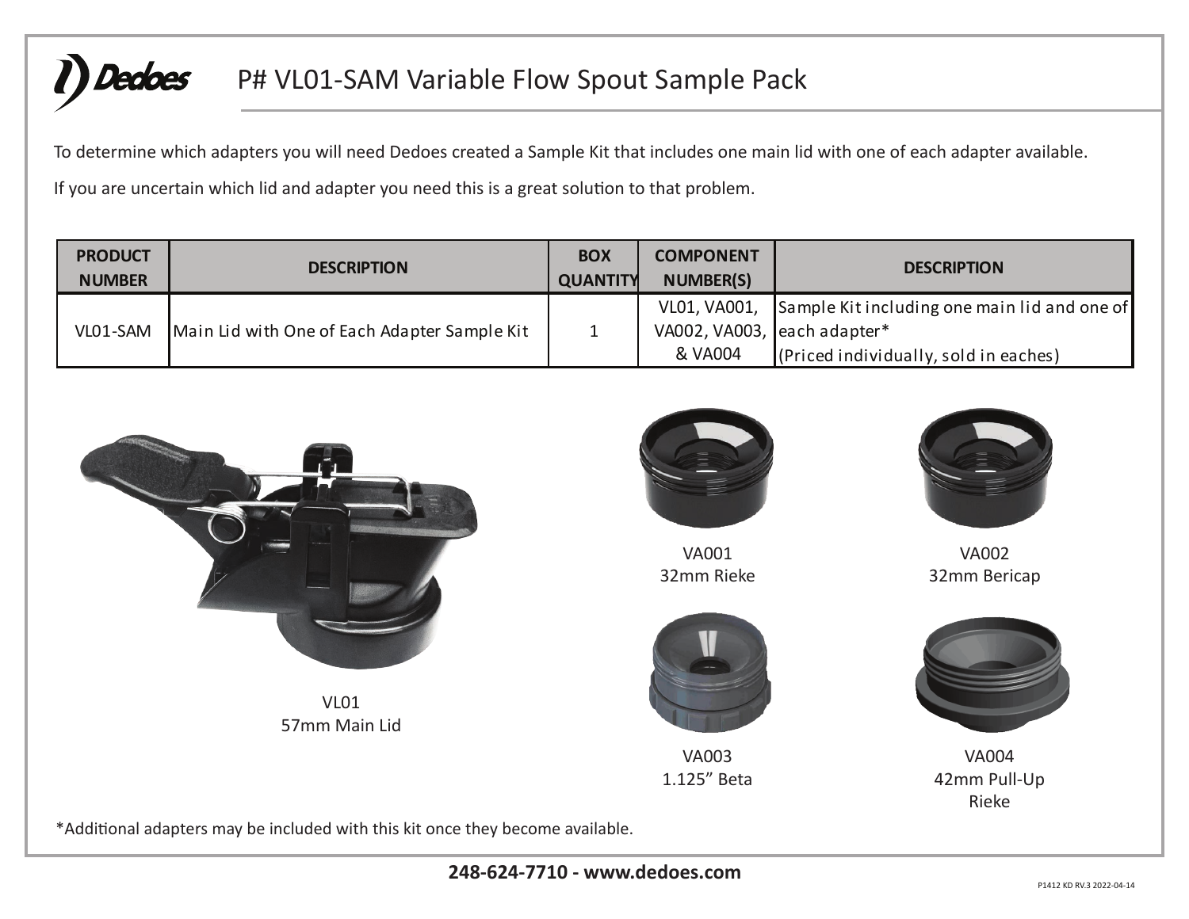# Dedoes P# VL01-SAM Variable Flow Spout Sample Pack

To determine which adapters you will need Dedoes created a Sample Kit that includes one main lid with one of each adapter available.

If you are uncertain which lid and adapter you need this is a great solution to that problem.

| PRODUCT NUMBER | DESCRIPTION | BOX QUANTITY | COMPONENT NUMBER(S) | DESCRIPTION |
|---|---|---|---|---|
| VL01-SAM | Main Lid with One of Each Adapter Sample Kit | 1 | VL01, VA001, VA002, VA003, & VA004 | Sample Kit including one main lid and one of each adapter* (Priced individually, sold in eaches) |

VL01
57mm Main Lid

VA001
32mm Rieke

VA002
32mm Bericap

VA003
1.125" Beta

VA004
42mm Pull-Up Rieke

*Additional adapters may be included with this kit once they become available.

**248-624-7710 - www.dedoes.com**

P1412 KD RV.3 2022-04-14